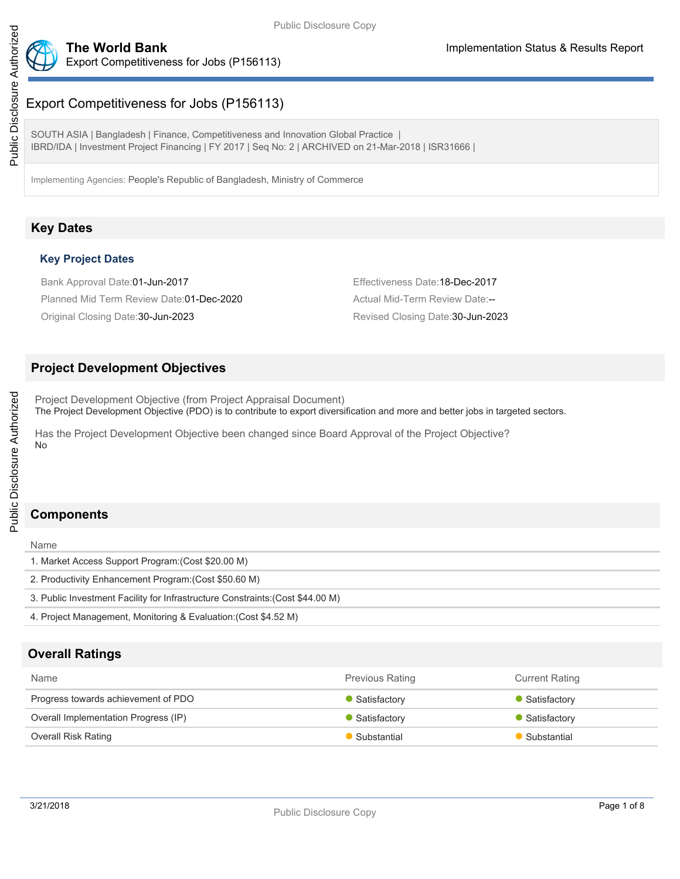# Export Competitiveness for Jobs (P156113)

SOUTH ASIA | Bangladesh | Finance, Competitiveness and Innovation Global Practice |
IBRD/IDA | Investment Project Financing | FY 2017 | Seq No: 2 | ARCHIVED on 21-Mar-2018 | ISR31666 |

Implementing Agencies: People's Republic of Bangladesh, Ministry of Commerce

## Key Dates

### Key Project Dates

Bank Approval Date:01-Jun-2017

Effectiveness Date:18-Dec-2017

Planned Mid Term Review Date:01-Dec-2020

Actual Mid-Term Review Date:--

Original Closing Date:30-Jun-2023

Revised Closing Date:30-Jun-2023

## Project Development Objectives

Project Development Objective (from Project Appraisal Document)
The Project Development Objective (PDO) is to contribute to export diversification and more and better jobs in targeted sectors.

Has the Project Development Objective been changed since Board Approval of the Project Objective?
No

## Components

| Name |
| --- |
| 1. Market Access Support Program:(Cost $20.00 M) |
| 2. Productivity Enhancement Program:(Cost $50.60 M) |
| 3. Public Investment Facility for Infrastructure Constraints:(Cost $44.00 M) |
| 4. Project Management, Monitoring & Evaluation:(Cost $4.52 M) |

## Overall Ratings

| Name | Previous Rating | Current Rating |
| --- | --- | --- |
| Progress towards achievement of PDO | Satisfactory | Satisfactory |
| Overall Implementation Progress (IP) | Satisfactory | Satisfactory |
| Overall Risk Rating | Substantial | Substantial |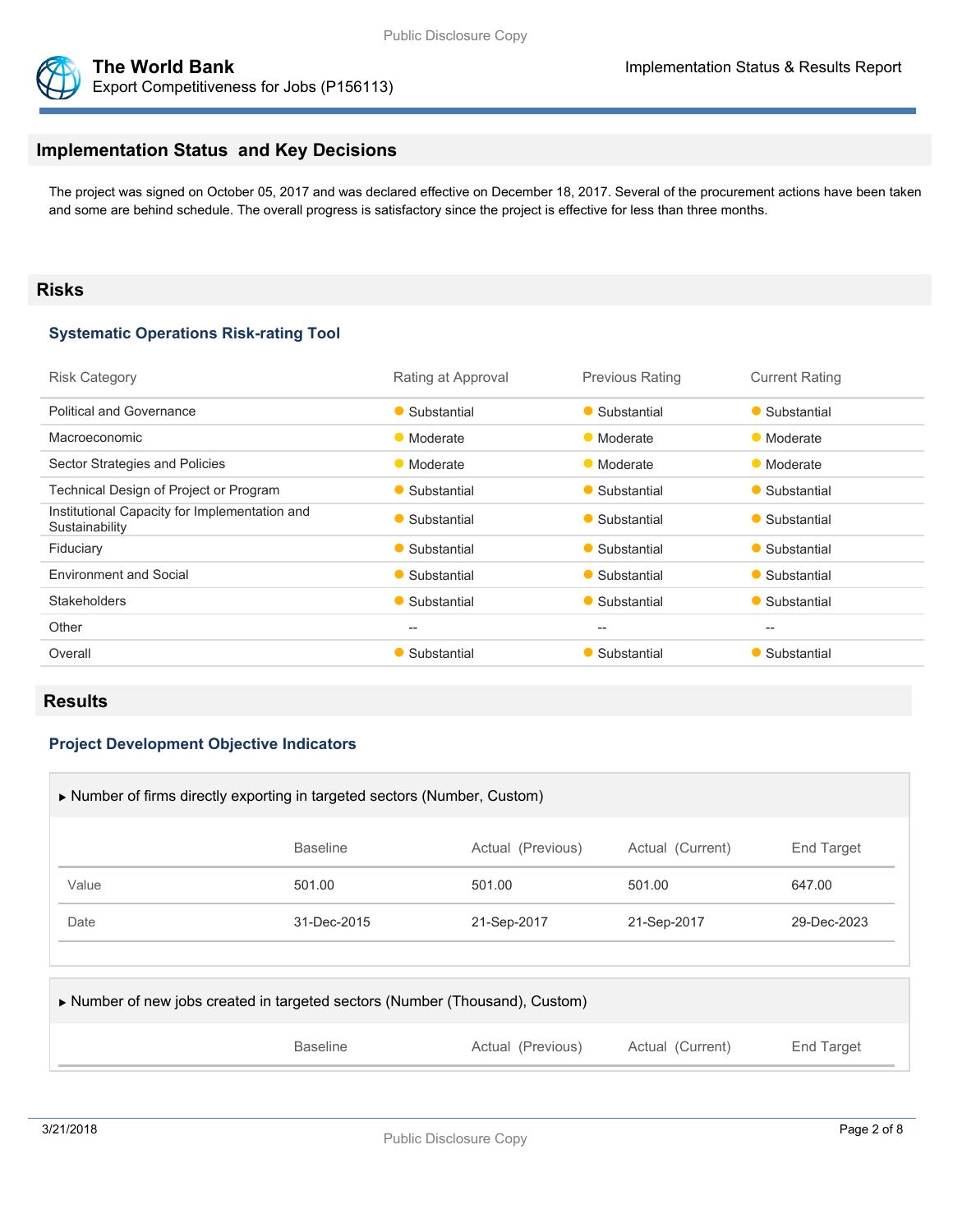## Implementation Status and Key Decisions

The project was signed on October 05, 2017 and was declared effective on December 18, 2017. Several of the procurement actions have been taken and some are behind schedule. The overall progress is satisfactory since the project is effective for less than three months.

## Risks

### Systematic Operations Risk-rating Tool

| Risk Category | Rating at Approval | Previous Rating | Current Rating |
|---|---|---|---|
| Political and Governance | Substantial | Substantial | Substantial |
| Macroeconomic | Moderate | Moderate | Moderate |
| Sector Strategies and Policies | Moderate | Moderate | Moderate |
| Technical Design of Project or Program | Substantial | Substantial | Substantial |
| Institutional Capacity for Implementation and Sustainability | Substantial | Substantial | Substantial |
| Fiduciary | Substantial | Substantial | Substantial |
| Environment and Social | Substantial | Substantial | Substantial |
| Stakeholders | Substantial | Substantial | Substantial |
| Other | -- | -- | -- |
| Overall | Substantial | Substantial | Substantial |

## Results

### Project Development Objective Indicators

▶ Number of firms directly exporting in targeted sectors (Number, Custom)

| | Baseline | Actual (Previous) | Actual (Current) | End Target |
|---|---|---|---|---|
| Value | 501.00 | 501.00 | 501.00 | 647.00 |
| Date | 31-Dec-2015 | 21-Sep-2017 | 21-Sep-2017 | 29-Dec-2023 |

▶ Number of new jobs created in targeted sectors (Number (Thousand), Custom)

| | Baseline | Actual (Previous) | Actual (Current) | End Target |
|---|---|---|---|---|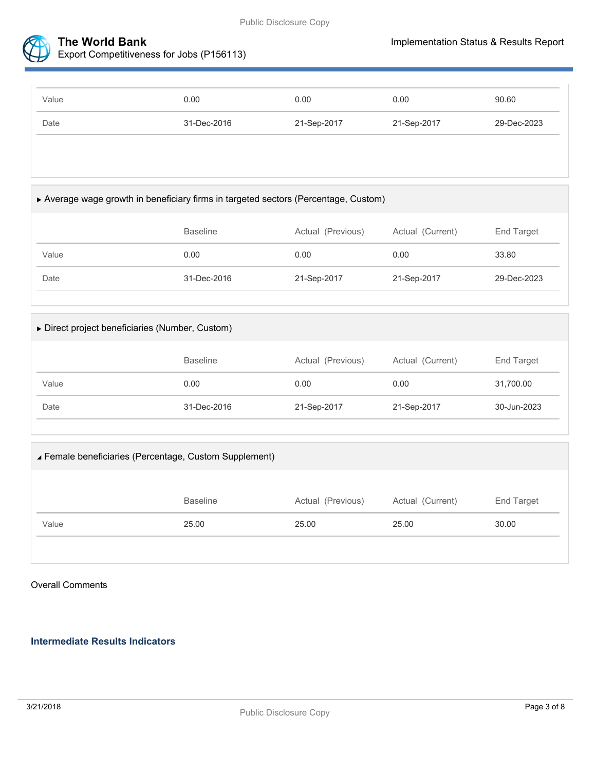| | Baseline | Actual (Previous) | Actual (Current) | End Target |
|---|---|---|---|---|
| Value | 0.00 | 0.00 | 0.00 | 90.60 |
| Date | 31-Dec-2016 | 21-Sep-2017 | 21-Sep-2017 | 29-Dec-2023 |

▶ Average wage growth in beneficiary firms in targeted sectors (Percentage, Custom)

| | Baseline | Actual (Previous) | Actual (Current) | End Target |
|---|---|---|---|---|
| Value | 0.00 | 0.00 | 0.00 | 33.80 |
| Date | 31-Dec-2016 | 21-Sep-2017 | 21-Sep-2017 | 29-Dec-2023 |

▶ Direct project beneficiaries (Number, Custom)

| | Baseline | Actual (Previous) | Actual (Current) | End Target |
|---|---|---|---|---|
| Value | 0.00 | 0.00 | 0.00 | 31,700.00 |
| Date | 31-Dec-2016 | 21-Sep-2017 | 21-Sep-2017 | 30-Jun-2023 |

◢ Female beneficiaries (Percentage, Custom Supplement)

| | Baseline | Actual (Previous) | Actual (Current) | End Target |
|---|---|---|---|---|
| Value | 25.00 | 25.00 | 25.00 | 30.00 |

Overall Comments

### Intermediate Results Indicators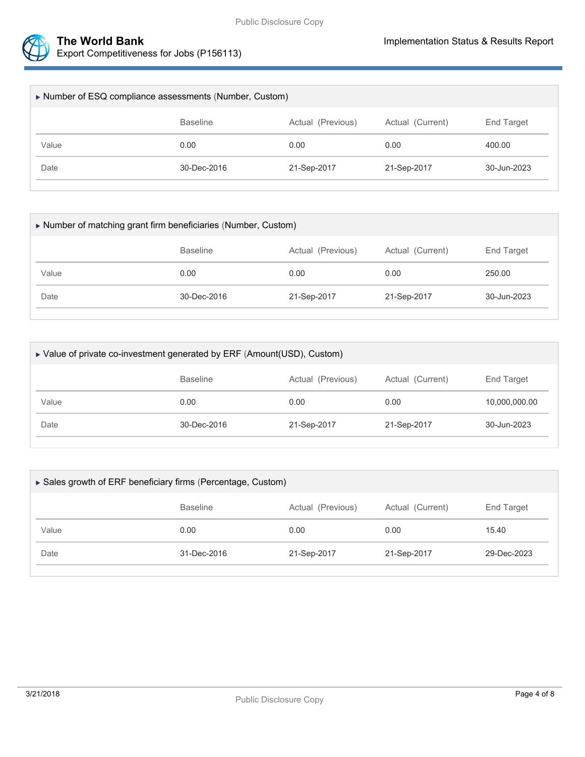▶ Number of ESQ compliance assessments (Number, Custom)

| | Baseline | Actual (Previous) | Actual (Current) | End Target |
|---|---|---|---|---|
| Value | 0.00 | 0.00 | 0.00 | 400.00 |
| Date | 30-Dec-2016 | 21-Sep-2017 | 21-Sep-2017 | 30-Jun-2023 |

▶ Number of matching grant firm beneficiaries (Number, Custom)

| | Baseline | Actual (Previous) | Actual (Current) | End Target |
|---|---|---|---|---|
| Value | 0.00 | 0.00 | 0.00 | 250.00 |
| Date | 30-Dec-2016 | 21-Sep-2017 | 21-Sep-2017 | 30-Jun-2023 |

▶ Value of private co-investment generated by ERF (Amount(USD), Custom)

| | Baseline | Actual (Previous) | Actual (Current) | End Target |
|---|---|---|---|---|
| Value | 0.00 | 0.00 | 0.00 | 10,000,000.00 |
| Date | 30-Dec-2016 | 21-Sep-2017 | 21-Sep-2017 | 30-Jun-2023 |

▶ Sales growth of ERF beneficiary firms (Percentage, Custom)

| | Baseline | Actual (Previous) | Actual (Current) | End Target |
|---|---|---|---|---|
| Value | 0.00 | 0.00 | 0.00 | 15.40 |
| Date | 31-Dec-2016 | 21-Sep-2017 | 21-Sep-2017 | 29-Dec-2023 |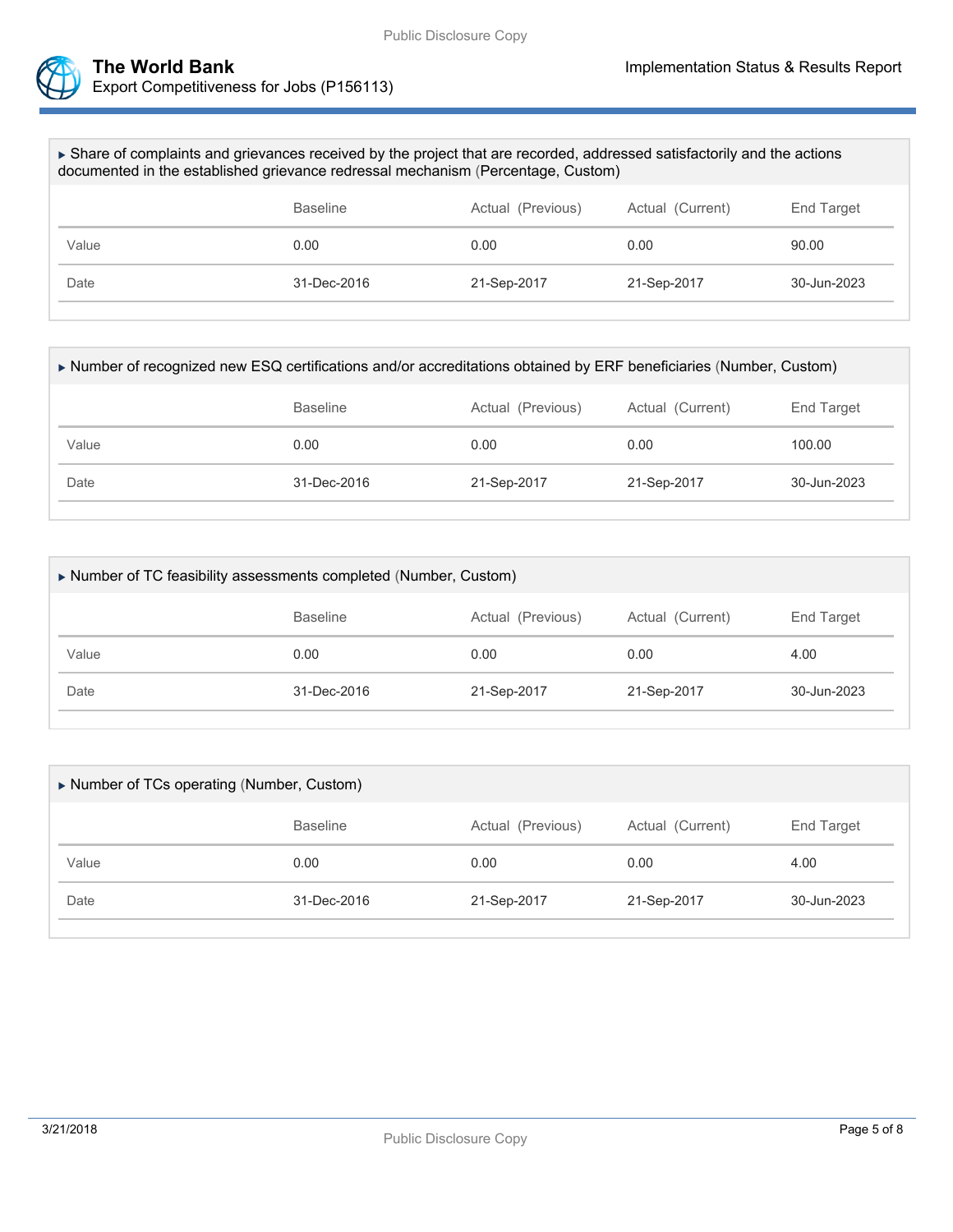▸ Share of complaints and grievances received by the project that are recorded, addressed satisfactorily and the actions documented in the established grievance redressal mechanism (Percentage, Custom)

| | Baseline | Actual (Previous) | Actual (Current) | End Target |
|---|---|---|---|---|
| Value | 0.00 | 0.00 | 0.00 | 90.00 |
| Date | 31-Dec-2016 | 21-Sep-2017 | 21-Sep-2017 | 30-Jun-2023 |

▸ Number of recognized new ESQ certifications and/or accreditations obtained by ERF beneficiaries (Number, Custom)

| | Baseline | Actual (Previous) | Actual (Current) | End Target |
|---|---|---|---|---|
| Value | 0.00 | 0.00 | 0.00 | 100.00 |
| Date | 31-Dec-2016 | 21-Sep-2017 | 21-Sep-2017 | 30-Jun-2023 |

▸ Number of TC feasibility assessments completed (Number, Custom)

| | Baseline | Actual (Previous) | Actual (Current) | End Target |
|---|---|---|---|---|
| Value | 0.00 | 0.00 | 0.00 | 4.00 |
| Date | 31-Dec-2016 | 21-Sep-2017 | 21-Sep-2017 | 30-Jun-2023 |

▸ Number of TCs operating (Number, Custom)

| | Baseline | Actual (Previous) | Actual (Current) | End Target |
|---|---|---|---|---|
| Value | 0.00 | 0.00 | 0.00 | 4.00 |
| Date | 31-Dec-2016 | 21-Sep-2017 | 21-Sep-2017 | 30-Jun-2023 |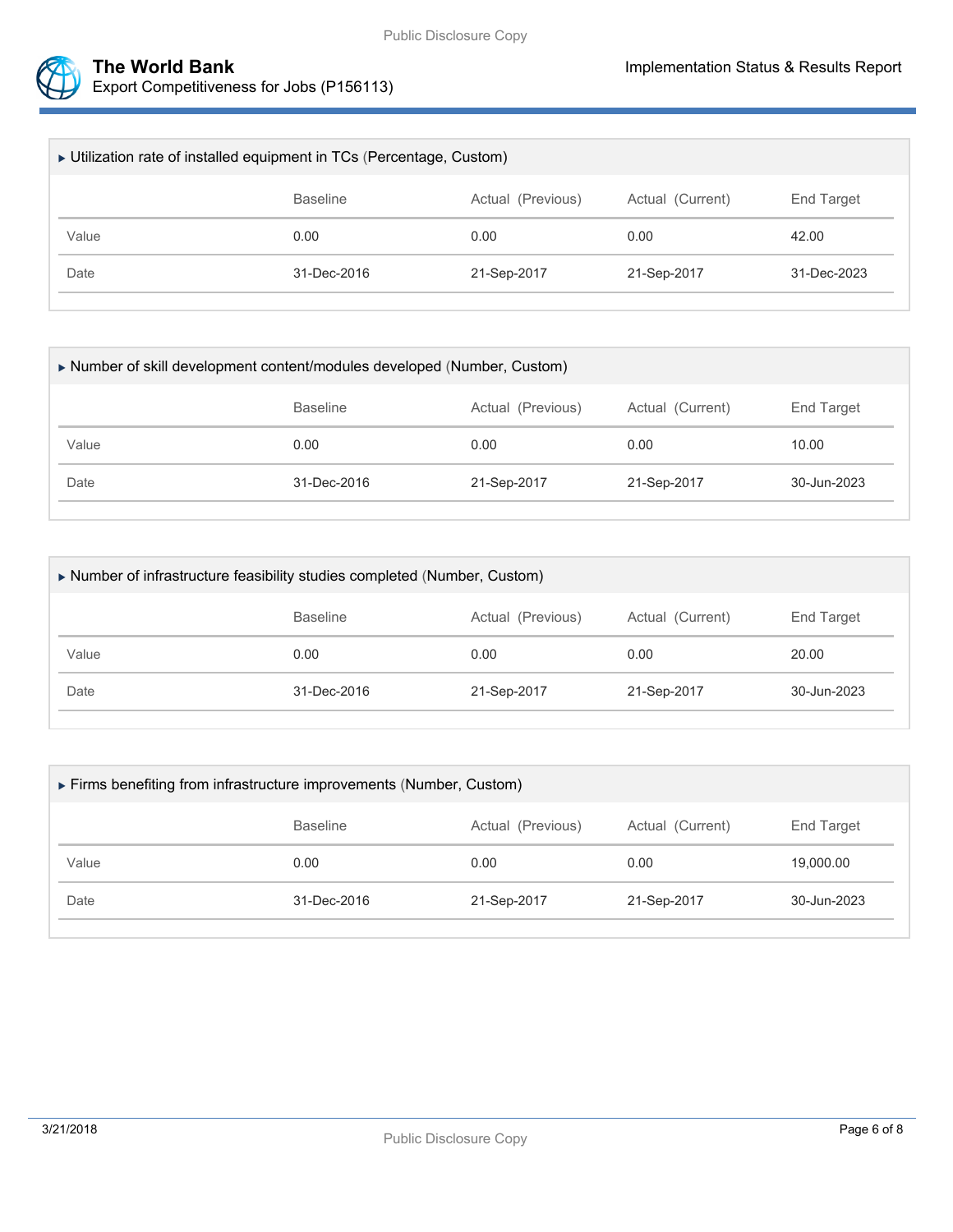▸ Utilization rate of installed equipment in TCs (Percentage, Custom)

| | Baseline | Actual (Previous) | Actual (Current) | End Target |
|---|---|---|---|---|
| Value | 0.00 | 0.00 | 0.00 | 42.00 |
| Date | 31-Dec-2016 | 21-Sep-2017 | 21-Sep-2017 | 31-Dec-2023 |

▸ Number of skill development content/modules developed (Number, Custom)

| | Baseline | Actual (Previous) | Actual (Current) | End Target |
|---|---|---|---|---|
| Value | 0.00 | 0.00 | 0.00 | 10.00 |
| Date | 31-Dec-2016 | 21-Sep-2017 | 21-Sep-2017 | 30-Jun-2023 |

▸ Number of infrastructure feasibility studies completed (Number, Custom)

| | Baseline | Actual (Previous) | Actual (Current) | End Target |
|---|---|---|---|---|
| Value | 0.00 | 0.00 | 0.00 | 20.00 |
| Date | 31-Dec-2016 | 21-Sep-2017 | 21-Sep-2017 | 30-Jun-2023 |

▸ Firms benefiting from infrastructure improvements (Number, Custom)

| | Baseline | Actual (Previous) | Actual (Current) | End Target |
|---|---|---|---|---|
| Value | 0.00 | 0.00 | 0.00 | 19,000.00 |
| Date | 31-Dec-2016 | 21-Sep-2017 | 21-Sep-2017 | 30-Jun-2023 |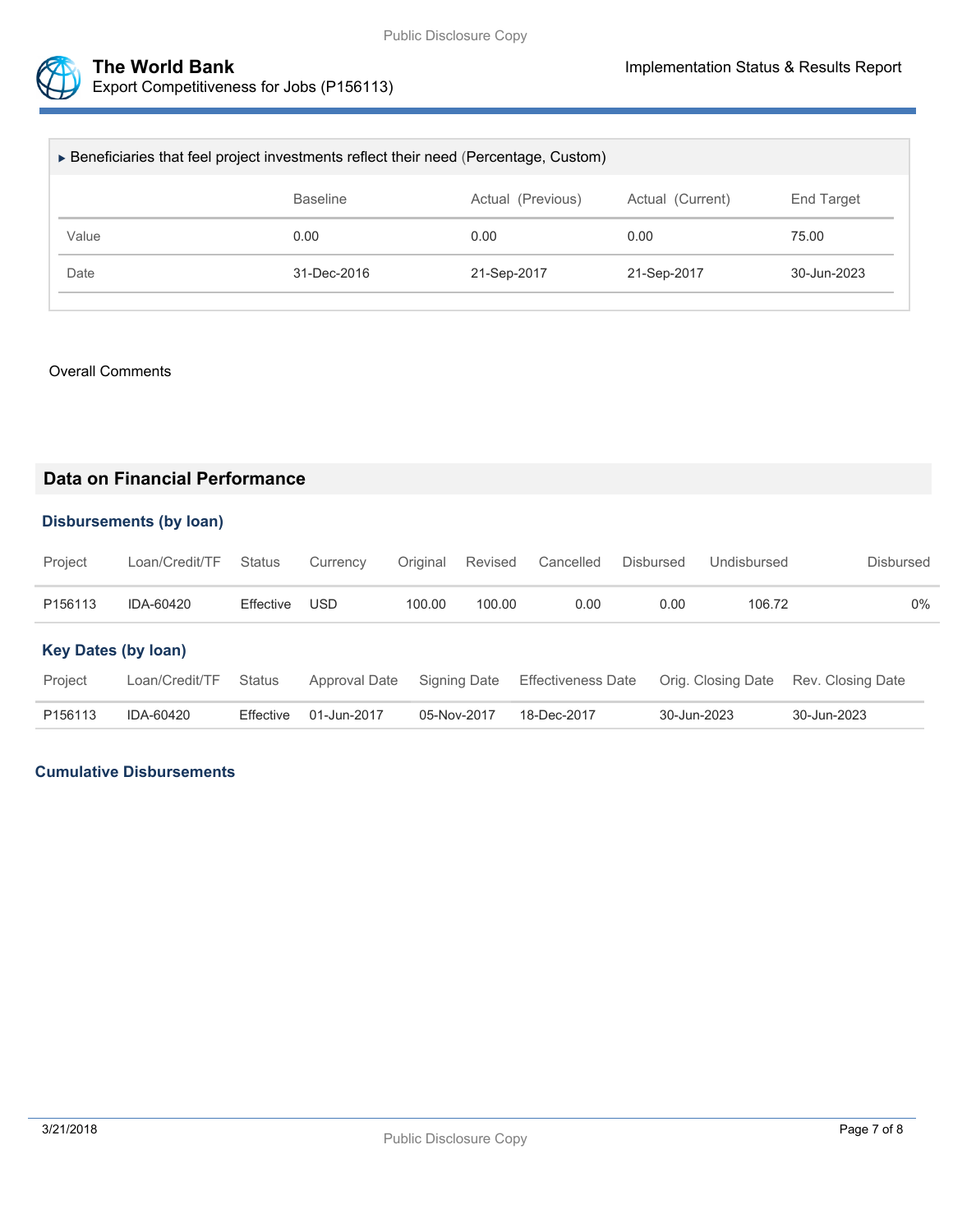▶ Beneficiaries that feel project investments reflect their need (Percentage, Custom)

| | Baseline | Actual (Previous) | Actual (Current) | End Target |
|---|---|---|---|---|
| Value | 0.00 | 0.00 | 0.00 | 75.00 |
| Date | 31-Dec-2016 | 21-Sep-2017 | 21-Sep-2017 | 30-Jun-2023 |

Overall Comments

## Data on Financial Performance

### Disbursements (by loan)

| Project | Loan/Credit/TF | Status | Currency | Original | Revised | Cancelled | Disbursed | Undisbursed | Disbursed |
|---|---|---|---|---|---|---|---|---|---|
| P156113 | IDA-60420 | Effective | USD | 100.00 | 100.00 | 0.00 | 0.00 | 106.72 | 0% |

### Key Dates (by loan)

| Project | Loan/Credit/TF | Status | Approval Date | Signing Date | Effectiveness Date | Orig. Closing Date | Rev. Closing Date |
|---|---|---|---|---|---|---|---|
| P156113 | IDA-60420 | Effective | 01-Jun-2017 | 05-Nov-2017 | 18-Dec-2017 | 30-Jun-2023 | 30-Jun-2023 |

### Cumulative Disbursements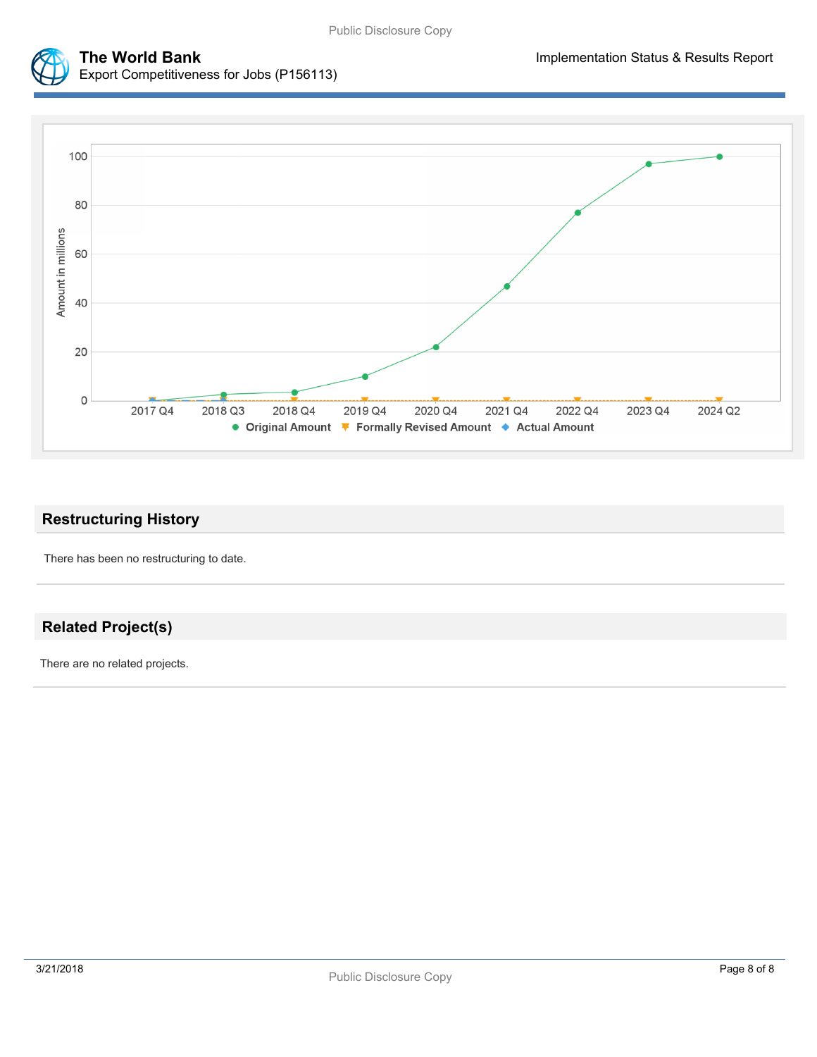100
80
60
40
20
0

Amount in millions

2017 Q4 2018 Q3 2018 Q4 2019 Q4 2020 Q4 2021 Q4 2022 Q4 2023 Q4 2024 Q2

Original Amount Formally Revised Amount Actual Amount

## Restructuring History

There has been no restructuring to date.

## Related Project(s)

There are no related projects.